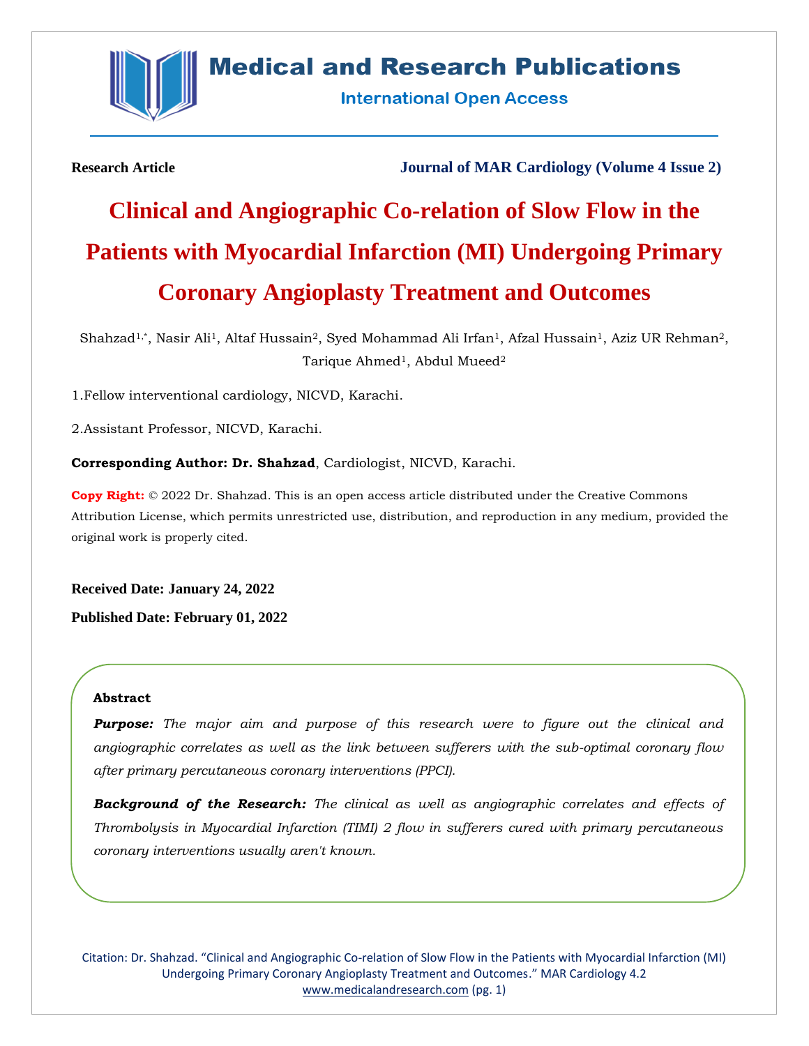Research Article

Journal of MAR Cardiology (Volume 4 Issue 2)

# Clinical and Angiographic Co-relation of Slow Flow in the Patients with Myocardial Infarction (MI) Undergoing Primary Coronary Angioplasty Treatment and Outcomes

Shahzad[1,*], Nasir Ali[1], Altaf Hussain[2], Syed Mohammad Ali Irfan[1], Afzal Hussain[1], Aziz UR Rehman[2], Tarique Ahmed[1], Abdul Mueed[2]

1.Fellow interventional cardiology, NICVD, Karachi.

2.Assistant Professor, NICVD, Karachi.

**Corresponding Author: Dr. Shahzad**, Cardiologist, NICVD, Karachi.

**Copy Right:** © 2022 Dr. Shahzad. This is an open access article distributed under the Creative Commons Attribution License, which permits unrestricted use, distribution, and reproduction in any medium, provided the original work is properly cited.

**Received Date: January 24, 2022**

**Published Date: February 01, 2022**

### Abstract

***Purpose:*** *The major aim and purpose of this research were to figure out the clinical and angiographic correlates as well as the link between sufferers with the sub-optimal coronary flow after primary percutaneous coronary interventions (PPCI).*

***Background of the Research:*** *The clinical as well as angiographic correlates and effects of Thrombolysis in Myocardial Infarction (TIMI) 2 flow in sufferers cured with primary percutaneous coronary interventions usually aren't known.*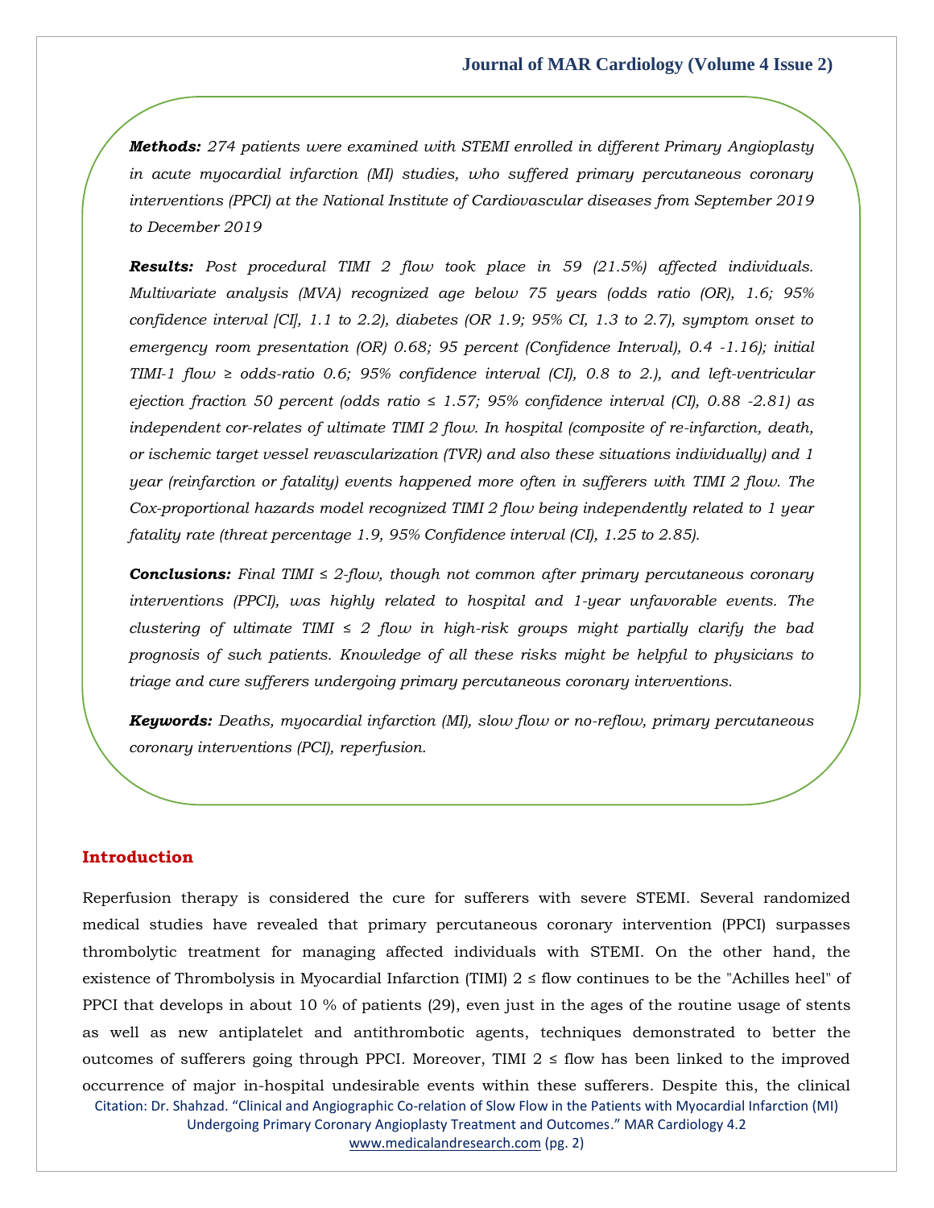***Methods:*** *274 patients were examined with STEMI enrolled in different Primary Angioplasty in acute myocardial infarction (MI) studies, who suffered primary percutaneous coronary interventions (PPCI) at the National Institute of Cardiovascular diseases from September 2019 to December 2019*

***Results:*** *Post procedural TIMI 2 flow took place in 59 (21.5%) affected individuals. Multivariate analysis (MVA) recognized age below 75 years (odds ratio (OR), 1.6; 95% confidence interval [CI], 1.1 to 2.2), diabetes (OR 1.9; 95% CI, 1.3 to 2.7), symptom onset to emergency room presentation (OR) 0.68; 95 percent (Confidence Interval), 0.4 -1.16); initial TIMI-1 flow ≥ odds-ratio 0.6; 95% confidence interval (CI), 0.8 to 2.), and left-ventricular ejection fraction 50 percent (odds ratio ≤ 1.57; 95% confidence interval (CI), 0.88 -2.81) as independent cor-relates of ultimate TIMI 2 flow. In hospital (composite of re-infarction, death, or ischemic target vessel revascularization (TVR) and also these situations individually) and 1 year (reinfarction or fatality) events happened more often in sufferers with TIMI 2 flow. The Cox-proportional hazards model recognized TIMI 2 flow being independently related to 1 year fatality rate (threat percentage 1.9, 95% Confidence interval (CI), 1.25 to 2.85).*

***Conclusions:*** *Final TIMI ≤ 2-flow, though not common after primary percutaneous coronary interventions (PPCI), was highly related to hospital and 1-year unfavorable events. The clustering of ultimate TIMI ≤ 2 flow in high-risk groups might partially clarify the bad prognosis of such patients. Knowledge of all these risks might be helpful to physicians to triage and cure sufferers undergoing primary percutaneous coronary interventions.*

***Keywords:*** *Deaths, myocardial infarction (MI), slow flow or no-reflow, primary percutaneous coronary interventions (PCI), reperfusion.*

## Introduction

Reperfusion therapy is considered the cure for sufferers with severe STEMI. Several randomized medical studies have revealed that primary percutaneous coronary intervention (PPCI) surpasses thrombolytic treatment for managing affected individuals with STEMI. On the other hand, the existence of Thrombolysis in Myocardial Infarction (TIMI) 2 ≤ flow continues to be the "Achilles heel" of PPCI that develops in about 10 % of patients (29), even just in the ages of the routine usage of stents as well as new antiplatelet and antithrombotic agents, techniques demonstrated to better the outcomes of sufferers going through PPCI. Moreover, TIMI 2 ≤ flow has been linked to the improved occurrence of major in-hospital undesirable events within these sufferers. Despite this, the clinical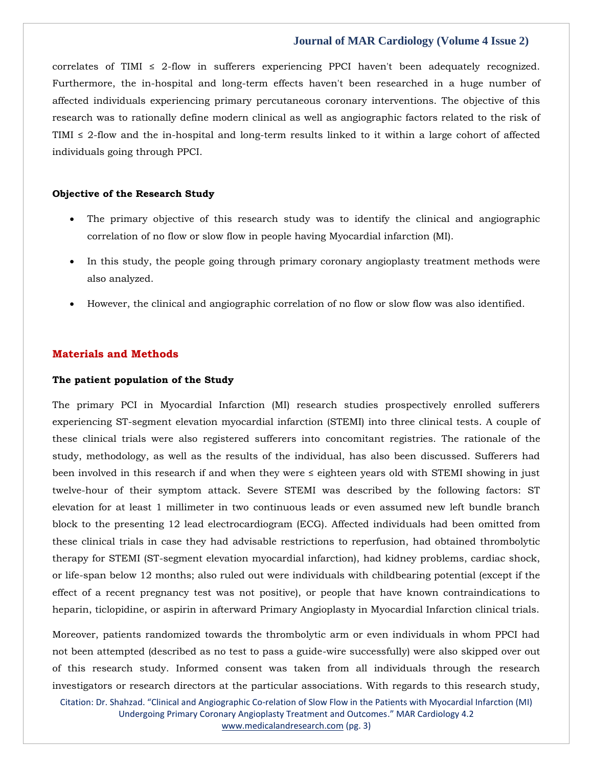correlates of TIMI ≤ 2-flow in sufferers experiencing PPCI haven't been adequately recognized. Furthermore, the in-hospital and long-term effects haven't been researched in a huge number of affected individuals experiencing primary percutaneous coronary interventions. The objective of this research was to rationally define modern clinical as well as angiographic factors related to the risk of TIMI ≤ 2-flow and the in-hospital and long-term results linked to it within a large cohort of affected individuals going through PPCI.

**Objective of the Research Study**

- The primary objective of this research study was to identify the clinical and angiographic correlation of no flow or slow flow in people having Myocardial infarction (MI).
- In this study, the people going through primary coronary angioplasty treatment methods were also analyzed.
- However, the clinical and angiographic correlation of no flow or slow flow was also identified.

## Materials and Methods

**The patient population of the Study**

The primary PCI in Myocardial Infarction (MI) research studies prospectively enrolled sufferers experiencing ST-segment elevation myocardial infarction (STEMI) into three clinical tests. A couple of these clinical trials were also registered sufferers into concomitant registries. The rationale of the study, methodology, as well as the results of the individual, has also been discussed. Sufferers had been involved in this research if and when they were ≤ eighteen years old with STEMI showing in just twelve-hour of their symptom attack. Severe STEMI was described by the following factors: ST elevation for at least 1 millimeter in two continuous leads or even assumed new left bundle branch block to the presenting 12 lead electrocardiogram (ECG). Affected individuals had been omitted from these clinical trials in case they had advisable restrictions to reperfusion, had obtained thrombolytic therapy for STEMI (ST-segment elevation myocardial infarction), had kidney problems, cardiac shock, or life-span below 12 months; also ruled out were individuals with childbearing potential (except if the effect of a recent pregnancy test was not positive), or people that have known contraindications to heparin, ticlopidine, or aspirin in afterward Primary Angioplasty in Myocardial Infarction clinical trials.

Moreover, patients randomized towards the thrombolytic arm or even individuals in whom PPCI had not been attempted (described as no test to pass a guide-wire successfully) were also skipped over out of this research study. Informed consent was taken from all individuals through the research investigators or research directors at the particular associations. With regards to this research study,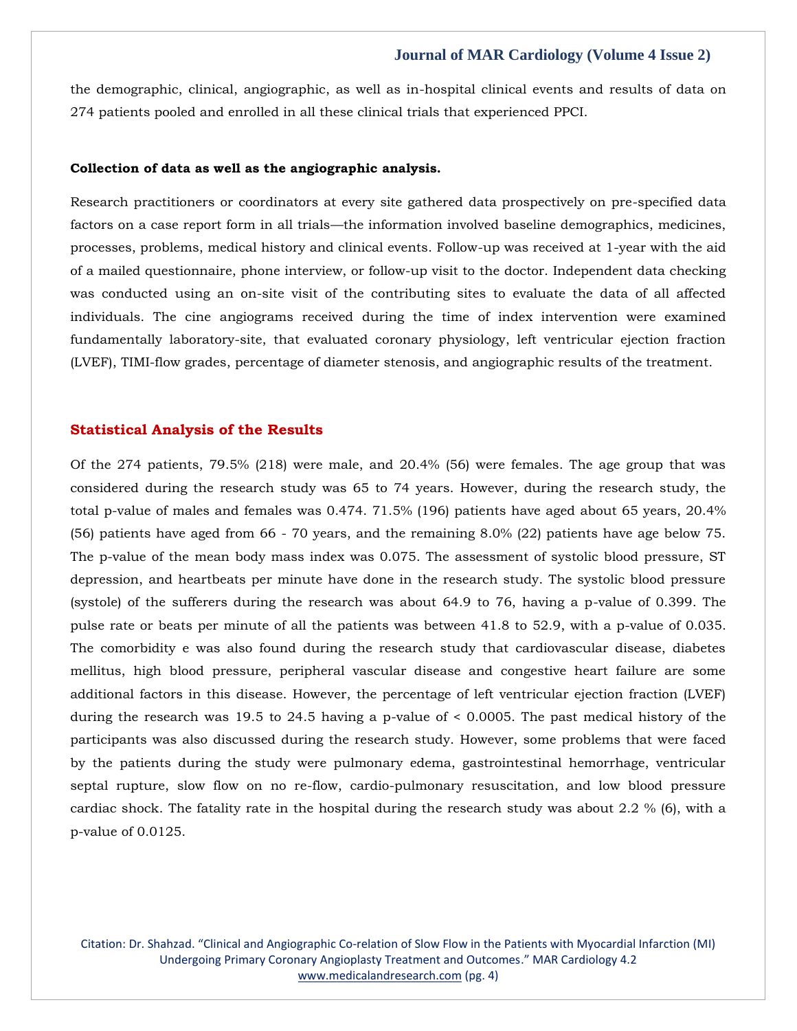the demographic, clinical, angiographic, as well as in-hospital clinical events and results of data on 274 patients pooled and enrolled in all these clinical trials that experienced PPCI.

**Collection of data as well as the angiographic analysis.**

Research practitioners or coordinators at every site gathered data prospectively on pre-specified data factors on a case report form in all trials—the information involved baseline demographics, medicines, processes, problems, medical history and clinical events. Follow-up was received at 1-year with the aid of a mailed questionnaire, phone interview, or follow-up visit to the doctor. Independent data checking was conducted using an on-site visit of the contributing sites to evaluate the data of all affected individuals. The cine angiograms received during the time of index intervention were examined fundamentally laboratory-site, that evaluated coronary physiology, left ventricular ejection fraction (LVEF), TIMI-flow grades, percentage of diameter stenosis, and angiographic results of the treatment.

## Statistical Analysis of the Results

Of the 274 patients, 79.5% (218) were male, and 20.4% (56) were females. The age group that was considered during the research study was 65 to 74 years. However, during the research study, the total p-value of males and females was 0.474. 71.5% (196) patients have aged about 65 years, 20.4% (56) patients have aged from 66 - 70 years, and the remaining 8.0% (22) patients have age below 75. The p-value of the mean body mass index was 0.075. The assessment of systolic blood pressure, ST depression, and heartbeats per minute have done in the research study. The systolic blood pressure (systole) of the sufferers during the research was about 64.9 to 76, having a p-value of 0.399. The pulse rate or beats per minute of all the patients was between 41.8 to 52.9, with a p-value of 0.035. The comorbidity e was also found during the research study that cardiovascular disease, diabetes mellitus, high blood pressure, peripheral vascular disease and congestive heart failure are some additional factors in this disease. However, the percentage of left ventricular ejection fraction (LVEF) during the research was 19.5 to 24.5 having a p-value of < 0.0005. The past medical history of the participants was also discussed during the research study. However, some problems that were faced by the patients during the study were pulmonary edema, gastrointestinal hemorrhage, ventricular septal rupture, slow flow on no re-flow, cardio-pulmonary resuscitation, and low blood pressure cardiac shock. The fatality rate in the hospital during the research study was about 2.2 % (6), with a p-value of 0.0125.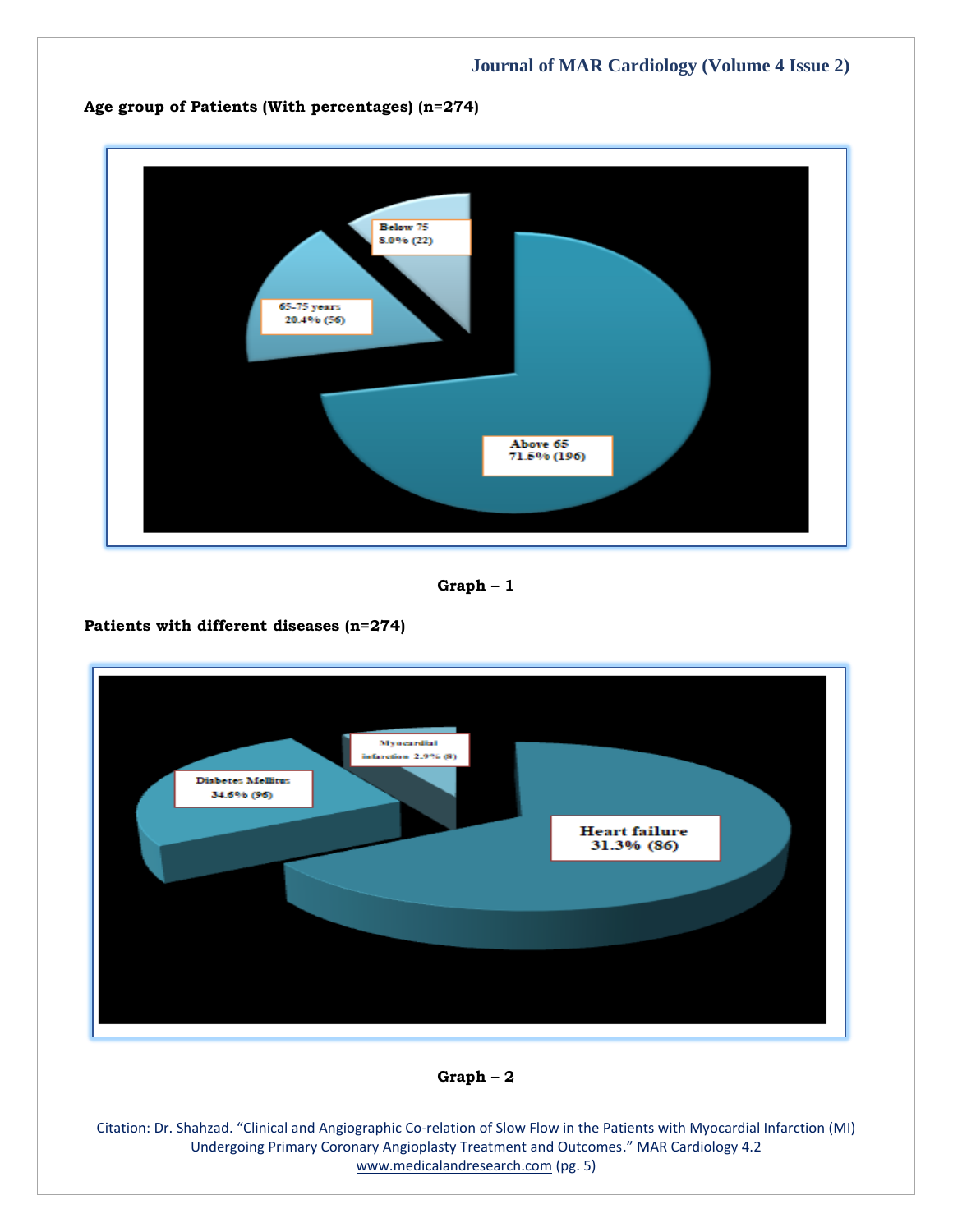**Age group of Patients (With percentages) (n=274)**

Below 75
8.0% (22)

65-75 years
20.4% (56)

Above 65
71.5% (196)

**Graph – 1**

**Patients with different diseases (n=274)**

Myocardial infarction 2.9% (8)

Diabetes Mellitus
34.6% (96)

Heart failure
31.3% (86)

**Graph – 2**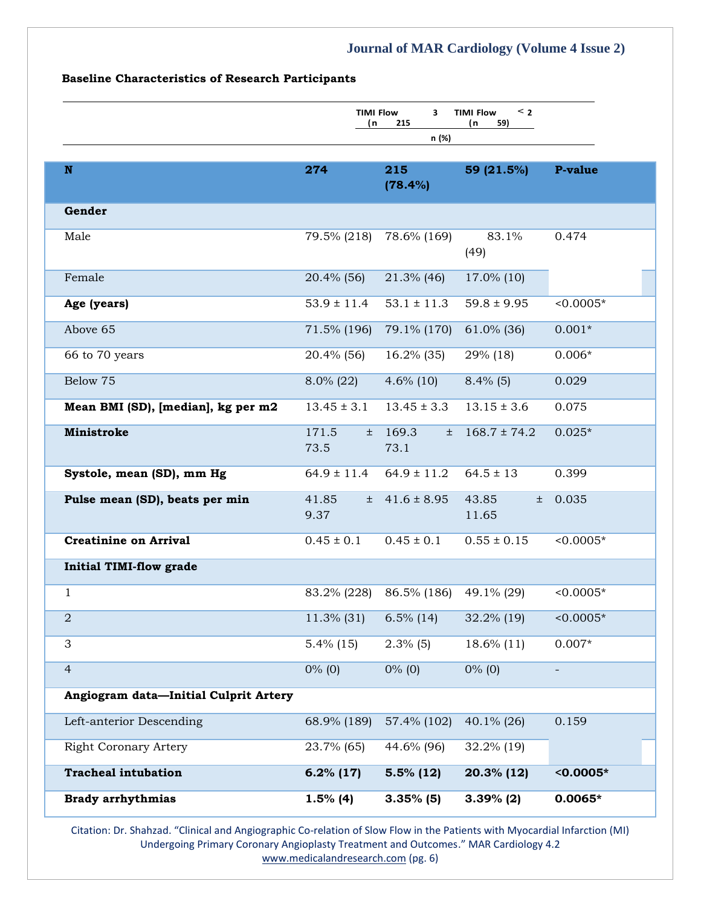**Baseline Characteristics of Research Participants**

| | | TIMI Flow 3 (n 215 | TIMI Flow < 2 (n 59) | |
|---|---|---|---|---|
| | | n (%) | | |
| **N** | **274** | **215 (78.4%)** | **59 (21.5%)** | **P-value** |
| **Gender** | | | | |
| Male | 79.5% (218) | 78.6% (169) | 83.1% (49) | 0.474 |
| Female | 20.4% (56) | 21.3% (46) | 17.0% (10) | |
| **Age (years)** | 53.9 ± 11.4 | 53.1 ± 11.3 | 59.8 ± 9.95 | <0.0005* |
| Above 65 | 71.5% (196) | 79.1% (170) | 61.0% (36) | 0.001* |
| 66 to 70 years | 20.4% (56) | 16.2% (35) | 29% (18) | 0.006* |
| Below 75 | 8.0% (22) | 4.6% (10) | 8.4% (5) | 0.029 |
| **Mean BMI (SD), [median], kg per m2** | 13.45 ± 3.1 | 13.45 ± 3.3 | 13.15 ± 3.6 | 0.075 |
| **Ministroke** | 171.5 ± 73.5 | 169.3 ± 73.1 | 168.7 ± 74.2 | 0.025* |
| **Systole, mean (SD), mm Hg** | 64.9 ± 11.4 | 64.9 ± 11.2 | 64.5 ± 13 | 0.399 |
| **Pulse mean (SD), beats per min** | 41.85 ± 9.37 | 41.6 ± 8.95 | 43.85 ± 11.65 | 0.035 |
| **Creatinine on Arrival** | 0.45 ± 0.1 | 0.45 ± 0.1 | 0.55 ± 0.15 | <0.0005* |
| **Initial TIMI-flow grade** | | | | |
| 1 | 83.2% (228) | 86.5% (186) | 49.1% (29) | <0.0005* |
| 2 | 11.3% (31) | 6.5% (14) | 32.2% (19) | <0.0005* |
| 3 | 5.4% (15) | 2.3% (5) | 18.6% (11) | 0.007* |
| 4 | 0% (0) | 0% (0) | 0% (0) | - |
| **Angiogram data—Initial Culprit Artery** | | | | |
| Left-anterior Descending | 68.9% (189) | 57.4% (102) | 40.1% (26) | 0.159 |
| Right Coronary Artery | 23.7% (65) | 44.6% (96) | 32.2% (19) | |
| **Tracheal intubation** | **6.2% (17)** | **5.5% (12)** | **20.3% (12)** | **<0.0005*** |
| **Brady arrhythmias** | **1.5% (4)** | **3.35% (5)** | **3.39% (2)** | **0.0065*** |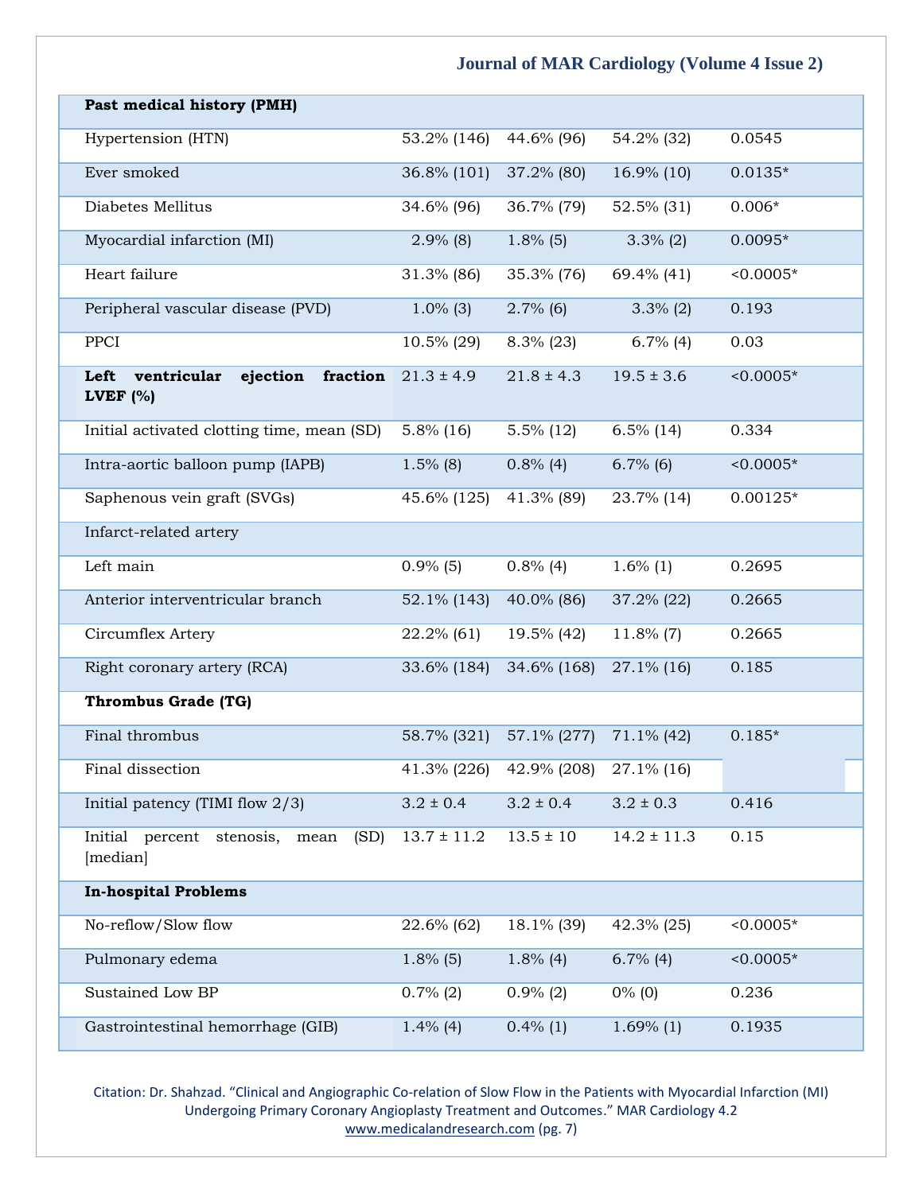| | | | | |
|---|---|---|---|---|
| **Past medical history (PMH)** | | | | |
| Hypertension (HTN) | 53.2% (146) | 44.6% (96) | 54.2% (32) | 0.0545 |
| Ever smoked | 36.8% (101) | 37.2% (80) | 16.9% (10) | 0.0135* |
| Diabetes Mellitus | 34.6% (96) | 36.7% (79) | 52.5% (31) | 0.006* |
| Myocardial infarction (MI) | 2.9% (8) | 1.8% (5) | 3.3% (2) | 0.0095* |
| Heart failure | 31.3% (86) | 35.3% (76) | 69.4% (41) | <0.0005* |
| Peripheral vascular disease (PVD) | 1.0% (3) | 2.7% (6) | 3.3% (2) | 0.193 |
| PPCI | 10.5% (29) | 8.3% (23) | 6.7% (4) | 0.03 |
| **Left ventricular ejection fraction LVEF (%)** | 21.3 ± 4.9 | 21.8 ± 4.3 | 19.5 ± 3.6 | <0.0005* |
| Initial activated clotting time, mean (SD) | 5.8% (16) | 5.5% (12) | 6.5% (14) | 0.334 |
| Intra-aortic balloon pump (IAPB) | 1.5% (8) | 0.8% (4) | 6.7% (6) | <0.0005* |
| Saphenous vein graft (SVGs) | 45.6% (125) | 41.3% (89) | 23.7% (14) | 0.00125* |
| Infarct-related artery | | | | |
| Left main | 0.9% (5) | 0.8% (4) | 1.6% (1) | 0.2695 |
| Anterior interventricular branch | 52.1% (143) | 40.0% (86) | 37.2% (22) | 0.2665 |
| Circumflex Artery | 22.2% (61) | 19.5% (42) | 11.8% (7) | 0.2665 |
| Right coronary artery (RCA) | 33.6% (184) | 34.6% (168) | 27.1% (16) | 0.185 |
| **Thrombus Grade (TG)** | | | | |
| Final thrombus | 58.7% (321) | 57.1% (277) | 71.1% (42) | 0.185* |
| Final dissection | 41.3% (226) | 42.9% (208) | 27.1% (16) | |
| Initial patency (TIMI flow 2/3) | 3.2 ± 0.4 | 3.2 ± 0.4 | 3.2 ± 0.3 | 0.416 |
| Initial percent stenosis, mean (SD) [median] | 13.7 ± 11.2 | 13.5 ± 10 | 14.2 ± 11.3 | 0.15 |
| **In-hospital Problems** | | | | |
| No-reflow/Slow flow | 22.6% (62) | 18.1% (39) | 42.3% (25) | <0.0005* |
| Pulmonary edema | 1.8% (5) | 1.8% (4) | 6.7% (4) | <0.0005* |
| Sustained Low BP | 0.7% (2) | 0.9% (2) | 0% (0) | 0.236 |
| Gastrointestinal hemorrhage (GIB) | 1.4% (4) | 0.4% (1) | 1.69% (1) | 0.1935 |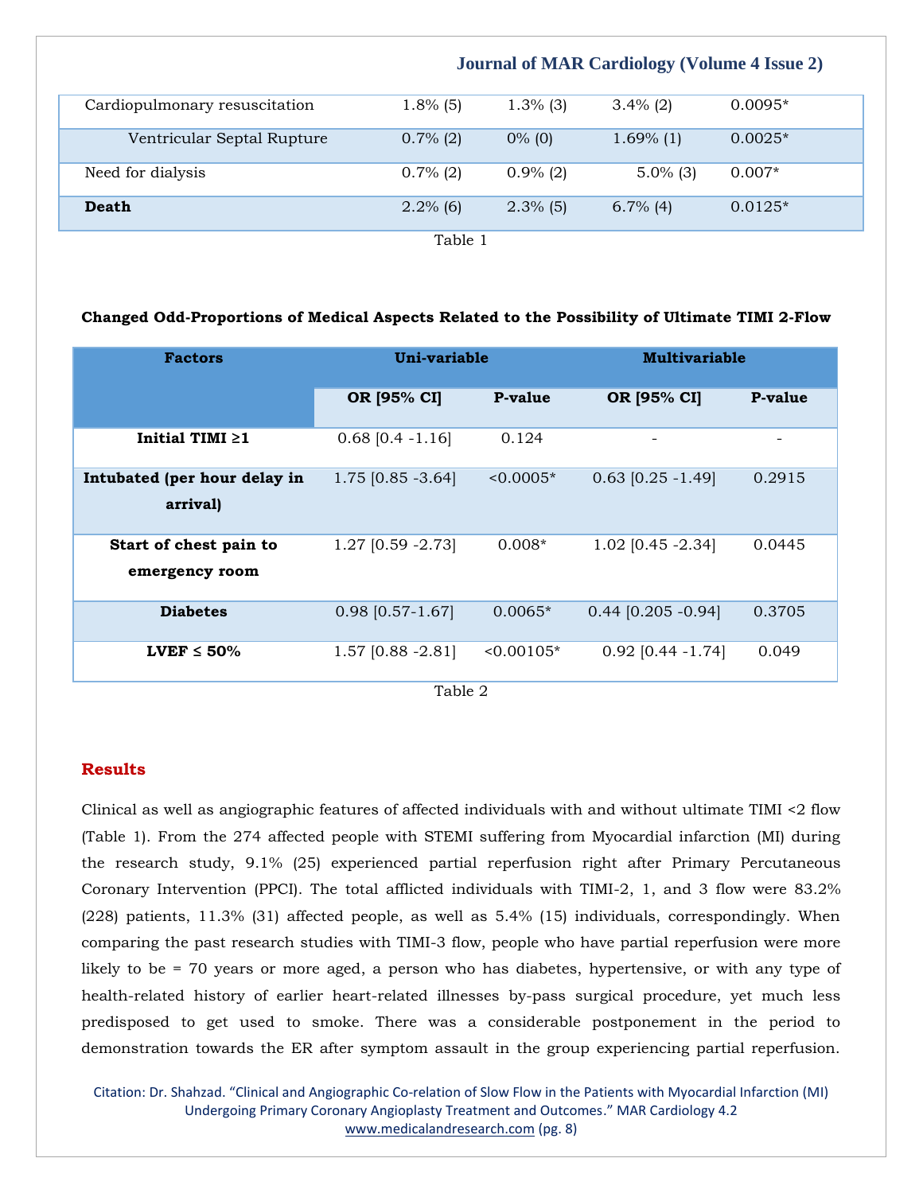| Cardiopulmonary resuscitation | 1.8% (5) | 1.3% (3) | 3.4% (2) | 0.0095* |
|---|---|---|---|---|
| Ventricular Septal Rupture | 0.7% (2) | 0% (0) | 1.69% (1) | 0.0025* |
| Need for dialysis | 0.7% (2) | 0.9% (2) | 5.0% (3) | 0.007* |
| **Death** | 2.2% (6) | 2.3% (5) | 6.7% (4) | 0.0125* |

Table 1

**Changed Odd-Proportions of Medical Aspects Related to the Possibility of Ultimate TIMI 2-Flow**

| Factors | Uni-variable | | Multivariable | |
|---|---|---|---|---|
| | OR [95% CI] | P-value | OR [95% CI] | P-value |
| **Initial TIMI ≥1** | 0.68 [0.4 -1.16] | 0.124 | - | - |
| **Intubated (per hour delay in arrival)** | 1.75 [0.85 -3.64] | <0.0005* | 0.63 [0.25 -1.49] | 0.2915 |
| **Start of chest pain to emergency room** | 1.27 [0.59 -2.73] | 0.008* | 1.02 [0.45 -2.34] | 0.0445 |
| **Diabetes** | 0.98 [0.57-1.67] | 0.0065* | 0.44 [0.205 -0.94] | 0.3705 |
| **LVEF ≤ 50%** | 1.57 [0.88 -2.81] | <0.00105* | 0.92 [0.44 -1.74] | 0.049 |

Table 2

## Results

Clinical as well as angiographic features of affected individuals with and without ultimate TIMI <2 flow (Table 1). From the 274 affected people with STEMI suffering from Myocardial infarction (MI) during the research study, 9.1% (25) experienced partial reperfusion right after Primary Percutaneous Coronary Intervention (PPCI). The total afflicted individuals with TIMI-2, 1, and 3 flow were 83.2% (228) patients, 11.3% (31) affected people, as well as 5.4% (15) individuals, correspondingly. When comparing the past research studies with TIMI-3 flow, people who have partial reperfusion were more likely to be = 70 years or more aged, a person who has diabetes, hypertensive, or with any type of health-related history of earlier heart-related illnesses by-pass surgical procedure, yet much less predisposed to get used to smoke. There was a considerable postponement in the period to demonstration towards the ER after symptom assault in the group experiencing partial reperfusion.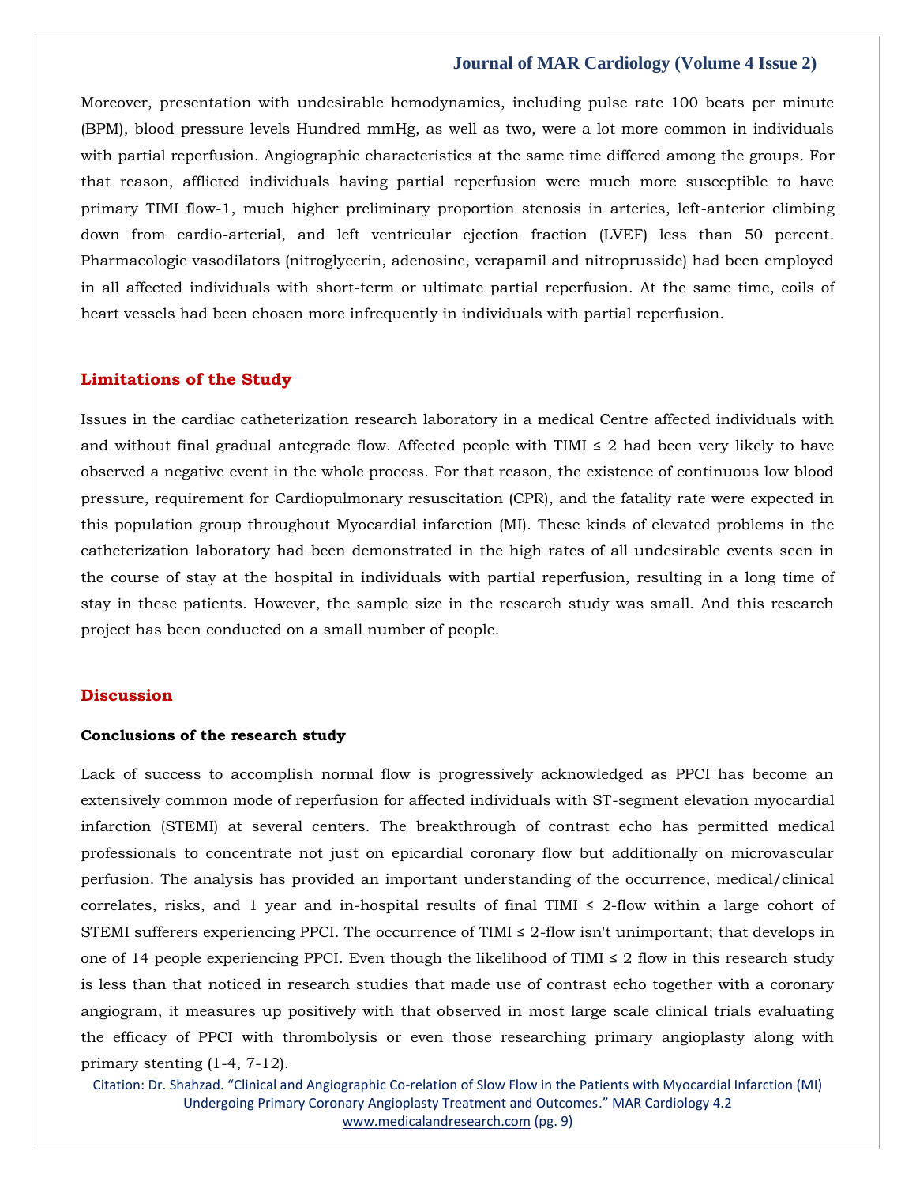Moreover, presentation with undesirable hemodynamics, including pulse rate 100 beats per minute (BPM), blood pressure levels Hundred mmHg, as well as two, were a lot more common in individuals with partial reperfusion. Angiographic characteristics at the same time differed among the groups. For that reason, afflicted individuals having partial reperfusion were much more susceptible to have primary TIMI flow-1, much higher preliminary proportion stenosis in arteries, left-anterior climbing down from cardio-arterial, and left ventricular ejection fraction (LVEF) less than 50 percent. Pharmacologic vasodilators (nitroglycerin, adenosine, verapamil and nitroprusside) had been employed in all affected individuals with short-term or ultimate partial reperfusion. At the same time, coils of heart vessels had been chosen more infrequently in individuals with partial reperfusion.

## Limitations of the Study

Issues in the cardiac catheterization research laboratory in a medical Centre affected individuals with and without final gradual antegrade flow. Affected people with TIMI ≤ 2 had been very likely to have observed a negative event in the whole process. For that reason, the existence of continuous low blood pressure, requirement for Cardiopulmonary resuscitation (CPR), and the fatality rate were expected in this population group throughout Myocardial infarction (MI). These kinds of elevated problems in the catheterization laboratory had been demonstrated in the high rates of all undesirable events seen in the course of stay at the hospital in individuals with partial reperfusion, resulting in a long time of stay in these patients. However, the sample size in the research study was small. And this research project has been conducted on a small number of people.

## Discussion

### Conclusions of the research study

Lack of success to accomplish normal flow is progressively acknowledged as PPCI has become an extensively common mode of reperfusion for affected individuals with ST-segment elevation myocardial infarction (STEMI) at several centers. The breakthrough of contrast echo has permitted medical professionals to concentrate not just on epicardial coronary flow but additionally on microvascular perfusion. The analysis has provided an important understanding of the occurrence, medical/clinical correlates, risks, and 1 year and in-hospital results of final TIMI ≤ 2-flow within a large cohort of STEMI sufferers experiencing PPCI. The occurrence of TIMI ≤ 2-flow isn't unimportant; that develops in one of 14 people experiencing PPCI. Even though the likelihood of TIMI ≤ 2 flow in this research study is less than that noticed in research studies that made use of contrast echo together with a coronary angiogram, it measures up positively with that observed in most large scale clinical trials evaluating the efficacy of PPCI with thrombolysis or even those researching primary angioplasty along with primary stenting (1-4, 7-12).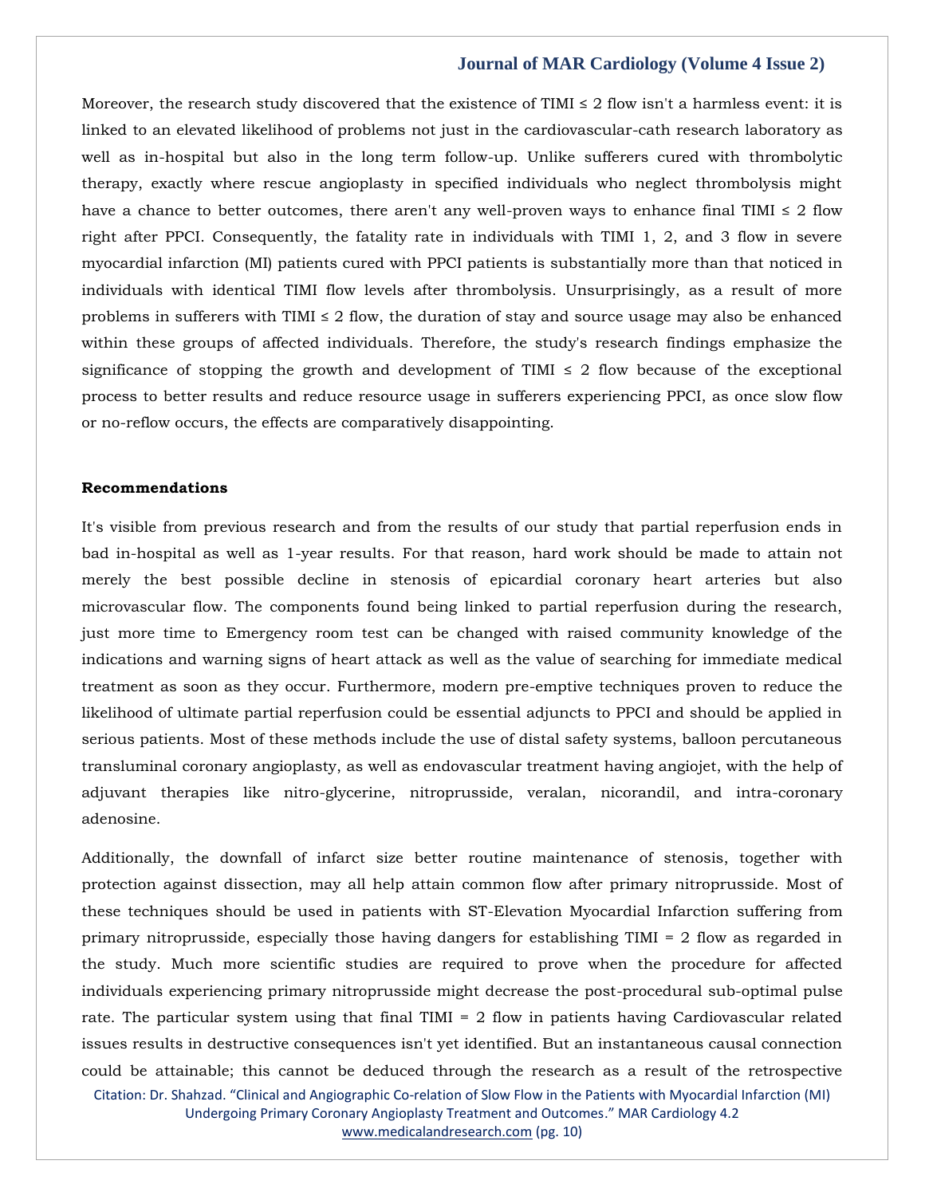Moreover, the research study discovered that the existence of TIMI ≤ 2 flow isn't a harmless event: it is linked to an elevated likelihood of problems not just in the cardiovascular-cath research laboratory as well as in-hospital but also in the long term follow-up. Unlike sufferers cured with thrombolytic therapy, exactly where rescue angioplasty in specified individuals who neglect thrombolysis might have a chance to better outcomes, there aren't any well-proven ways to enhance final TIMI ≤ 2 flow right after PPCI. Consequently, the fatality rate in individuals with TIMI 1, 2, and 3 flow in severe myocardial infarction (MI) patients cured with PPCI patients is substantially more than that noticed in individuals with identical TIMI flow levels after thrombolysis. Unsurprisingly, as a result of more problems in sufferers with TIMI ≤ 2 flow, the duration of stay and source usage may also be enhanced within these groups of affected individuals. Therefore, the study's research findings emphasize the significance of stopping the growth and development of TIMI ≤ 2 flow because of the exceptional process to better results and reduce resource usage in sufferers experiencing PPCI, as once slow flow or no-reflow occurs, the effects are comparatively disappointing.

## Recommendations

It's visible from previous research and from the results of our study that partial reperfusion ends in bad in-hospital as well as 1-year results. For that reason, hard work should be made to attain not merely the best possible decline in stenosis of epicardial coronary heart arteries but also microvascular flow. The components found being linked to partial reperfusion during the research, just more time to Emergency room test can be changed with raised community knowledge of the indications and warning signs of heart attack as well as the value of searching for immediate medical treatment as soon as they occur. Furthermore, modern pre-emptive techniques proven to reduce the likelihood of ultimate partial reperfusion could be essential adjuncts to PPCI and should be applied in serious patients. Most of these methods include the use of distal safety systems, balloon percutaneous transluminal coronary angioplasty, as well as endovascular treatment having angiojet, with the help of adjuvant therapies like nitro-glycerine, nitroprusside, veralan, nicorandil, and intra-coronary adenosine.

Additionally, the downfall of infarct size better routine maintenance of stenosis, together with protection against dissection, may all help attain common flow after primary nitroprusside. Most of these techniques should be used in patients with ST-Elevation Myocardial Infarction suffering from primary nitroprusside, especially those having dangers for establishing TIMI = 2 flow as regarded in the study. Much more scientific studies are required to prove when the procedure for affected individuals experiencing primary nitroprusside might decrease the post-procedural sub-optimal pulse rate. The particular system using that final TIMI = 2 flow in patients having Cardiovascular related issues results in destructive consequences isn't yet identified. But an instantaneous causal connection could be attainable; this cannot be deduced through the research as a result of the retrospective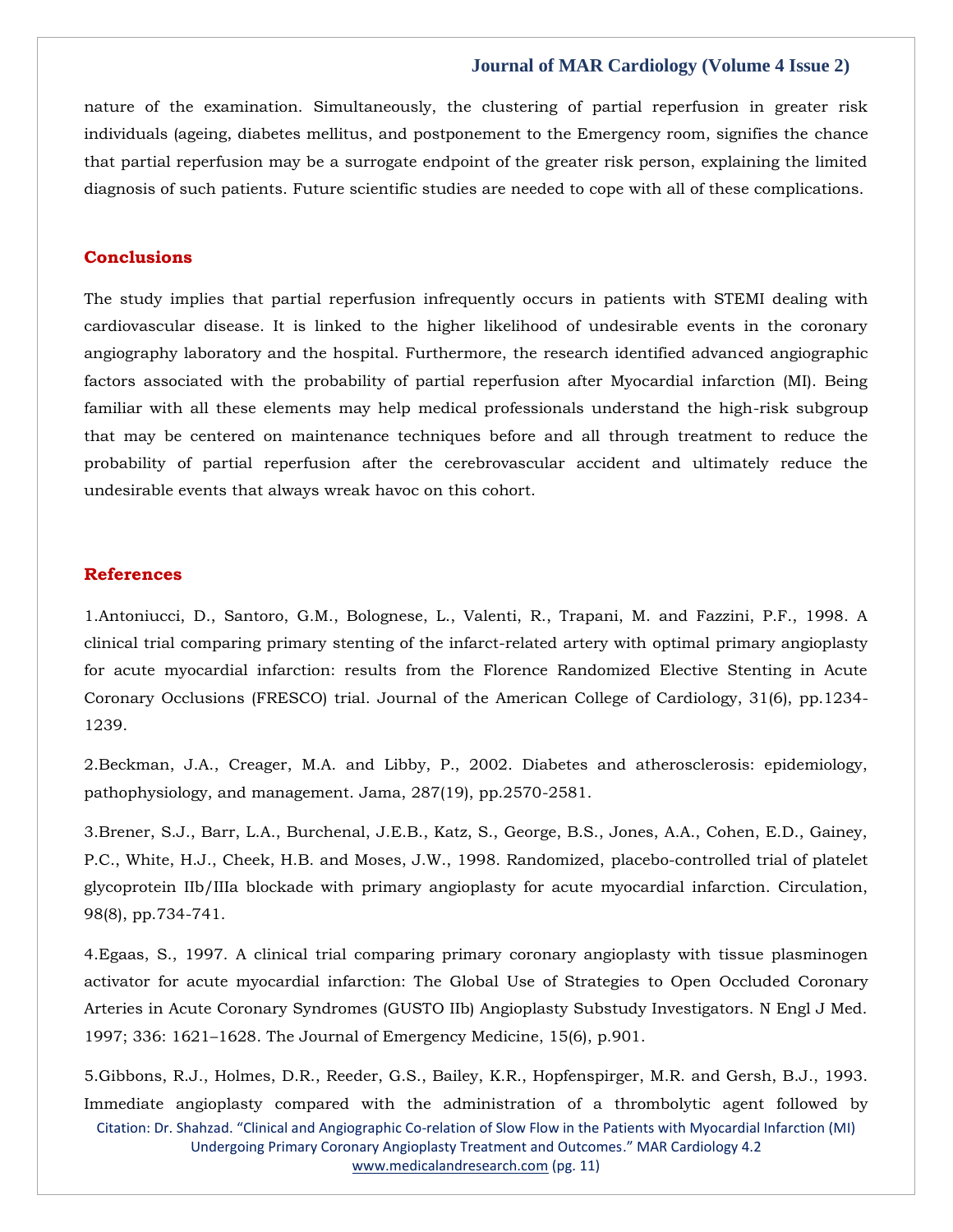nature of the examination. Simultaneously, the clustering of partial reperfusion in greater risk individuals (ageing, diabetes mellitus, and postponement to the Emergency room, signifies the chance that partial reperfusion may be a surrogate endpoint of the greater risk person, explaining the limited diagnosis of such patients. Future scientific studies are needed to cope with all of these complications.

## Conclusions

The study implies that partial reperfusion infrequently occurs in patients with STEMI dealing with cardiovascular disease. It is linked to the higher likelihood of undesirable events in the coronary angiography laboratory and the hospital. Furthermore, the research identified advanced angiographic factors associated with the probability of partial reperfusion after Myocardial infarction (MI). Being familiar with all these elements may help medical professionals understand the high-risk subgroup that may be centered on maintenance techniques before and all through treatment to reduce the probability of partial reperfusion after the cerebrovascular accident and ultimately reduce the undesirable events that always wreak havoc on this cohort.

## References

1.Antoniucci, D., Santoro, G.M., Bolognese, L., Valenti, R., Trapani, M. and Fazzini, P.F., 1998. A clinical trial comparing primary stenting of the infarct-related artery with optimal primary angioplasty for acute myocardial infarction: results from the Florence Randomized Elective Stenting in Acute Coronary Occlusions (FRESCO) trial. Journal of the American College of Cardiology, 31(6), pp.1234-1239.

2.Beckman, J.A., Creager, M.A. and Libby, P., 2002. Diabetes and atherosclerosis: epidemiology, pathophysiology, and management. Jama, 287(19), pp.2570-2581.

3.Brener, S.J., Barr, L.A., Burchenal, J.E.B., Katz, S., George, B.S., Jones, A.A., Cohen, E.D., Gainey, P.C., White, H.J., Cheek, H.B. and Moses, J.W., 1998. Randomized, placebo-controlled trial of platelet glycoprotein IIb/IIIa blockade with primary angioplasty for acute myocardial infarction. Circulation, 98(8), pp.734-741.

4.Egaas, S., 1997. A clinical trial comparing primary coronary angioplasty with tissue plasminogen activator for acute myocardial infarction: The Global Use of Strategies to Open Occluded Coronary Arteries in Acute Coronary Syndromes (GUSTO IIb) Angioplasty Substudy Investigators. N Engl J Med. 1997; 336: 1621–1628. The Journal of Emergency Medicine, 15(6), p.901.

5.Gibbons, R.J., Holmes, D.R., Reeder, G.S., Bailey, K.R., Hopfenspirger, M.R. and Gersh, B.J., 1993. Immediate angioplasty compared with the administration of a thrombolytic agent followed by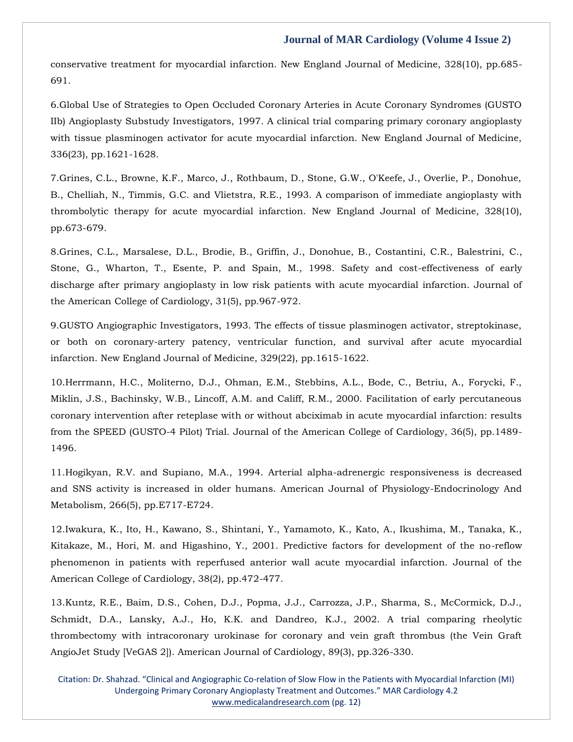conservative treatment for myocardial infarction. New England Journal of Medicine, 328(10), pp.685-691.

6.Global Use of Strategies to Open Occluded Coronary Arteries in Acute Coronary Syndromes (GUSTO IIb) Angioplasty Substudy Investigators, 1997. A clinical trial comparing primary coronary angioplasty with tissue plasminogen activator for acute myocardial infarction. New England Journal of Medicine, 336(23), pp.1621-1628.

7.Grines, C.L., Browne, K.F., Marco, J., Rothbaum, D., Stone, G.W., O'Keefe, J., Overlie, P., Donohue, B., Chelliah, N., Timmis, G.C. and Vlietstra, R.E., 1993. A comparison of immediate angioplasty with thrombolytic therapy for acute myocardial infarction. New England Journal of Medicine, 328(10), pp.673-679.

8.Grines, C.L., Marsalese, D.L., Brodie, B., Griffin, J., Donohue, B., Costantini, C.R., Balestrini, C., Stone, G., Wharton, T., Esente, P. and Spain, M., 1998. Safety and cost-effectiveness of early discharge after primary angioplasty in low risk patients with acute myocardial infarction. Journal of the American College of Cardiology, 31(5), pp.967-972.

9.GUSTO Angiographic Investigators, 1993. The effects of tissue plasminogen activator, streptokinase, or both on coronary-artery patency, ventricular function, and survival after acute myocardial infarction. New England Journal of Medicine, 329(22), pp.1615-1622.

10.Herrmann, H.C., Moliterno, D.J., Ohman, E.M., Stebbins, A.L., Bode, C., Betriu, A., Forycki, F., Miklin, J.S., Bachinsky, W.B., Lincoff, A.M. and Califf, R.M., 2000. Facilitation of early percutaneous coronary intervention after reteplase with or without abciximab in acute myocardial infarction: results from the SPEED (GUSTO-4 Pilot) Trial. Journal of the American College of Cardiology, 36(5), pp.1489-1496.

11.Hogikyan, R.V. and Supiano, M.A., 1994. Arterial alpha-adrenergic responsiveness is decreased and SNS activity is increased in older humans. American Journal of Physiology-Endocrinology And Metabolism, 266(5), pp.E717-E724.

12.Iwakura, K., Ito, H., Kawano, S., Shintani, Y., Yamamoto, K., Kato, A., Ikushima, M., Tanaka, K., Kitakaze, M., Hori, M. and Higashino, Y., 2001. Predictive factors for development of the no-reflow phenomenon in patients with reperfused anterior wall acute myocardial infarction. Journal of the American College of Cardiology, 38(2), pp.472-477.

13.Kuntz, R.E., Baim, D.S., Cohen, D.J., Popma, J.J., Carrozza, J.P., Sharma, S., McCormick, D.J., Schmidt, D.A., Lansky, A.J., Ho, K.K. and Dandreo, K.J., 2002. A trial comparing rheolytic thrombectomy with intracoronary urokinase for coronary and vein graft thrombus (the Vein Graft AngioJet Study [VeGAS 2]). American Journal of Cardiology, 89(3), pp.326-330.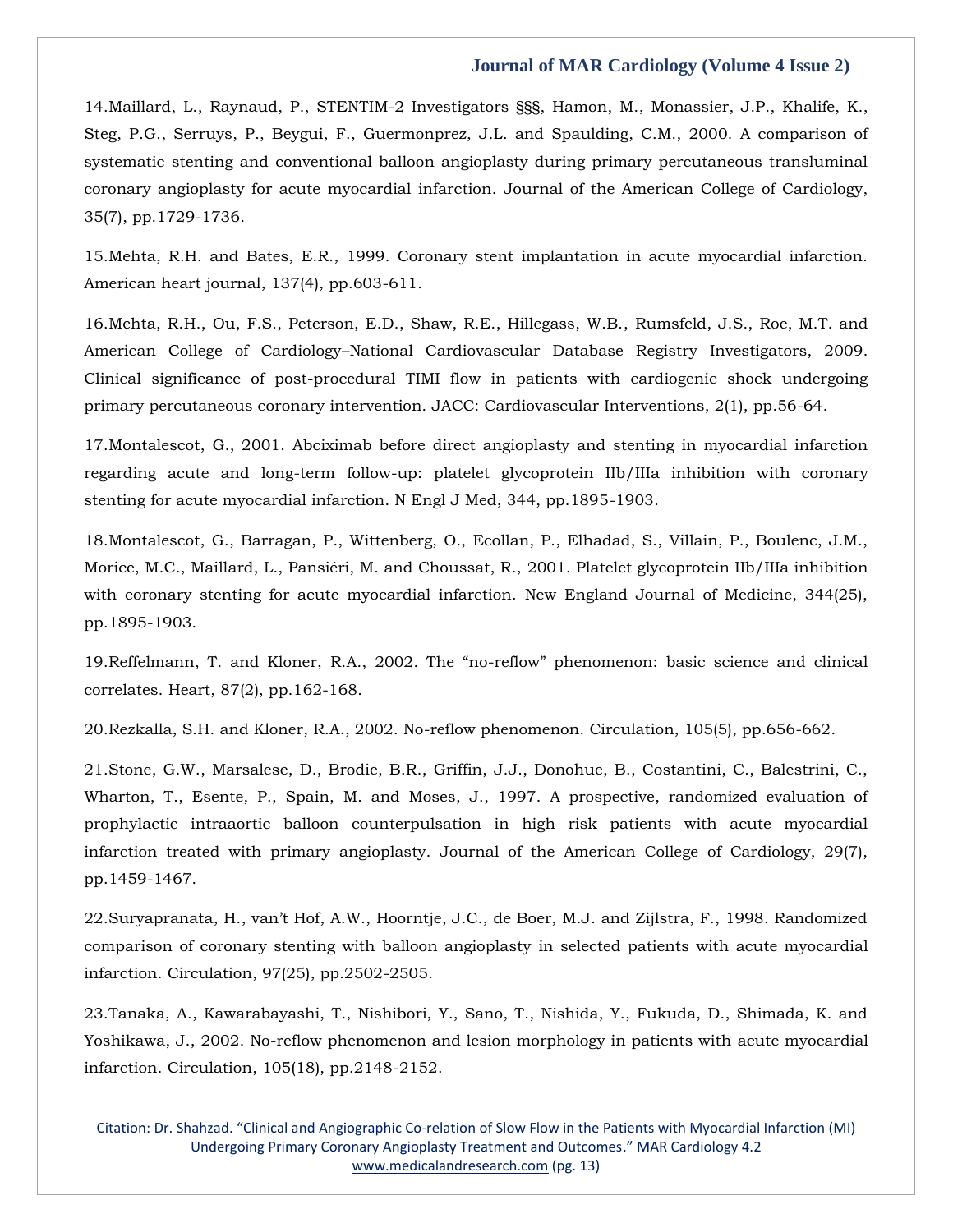14.Maillard, L., Raynaud, P., STENTIM-2 Investigators §§§, Hamon, M., Monassier, J.P., Khalife, K., Steg, P.G., Serruys, P., Beygui, F., Guermonprez, J.L. and Spaulding, C.M., 2000. A comparison of systematic stenting and conventional balloon angioplasty during primary percutaneous transluminal coronary angioplasty for acute myocardial infarction. Journal of the American College of Cardiology, 35(7), pp.1729-1736.

15.Mehta, R.H. and Bates, E.R., 1999. Coronary stent implantation in acute myocardial infarction. American heart journal, 137(4), pp.603-611.

16.Mehta, R.H., Ou, F.S., Peterson, E.D., Shaw, R.E., Hillegass, W.B., Rumsfeld, J.S., Roe, M.T. and American College of Cardiology–National Cardiovascular Database Registry Investigators, 2009. Clinical significance of post-procedural TIMI flow in patients with cardiogenic shock undergoing primary percutaneous coronary intervention. JACC: Cardiovascular Interventions, 2(1), pp.56-64.

17.Montalescot, G., 2001. Abciximab before direct angioplasty and stenting in myocardial infarction regarding acute and long-term follow-up: platelet glycoprotein IIb/IIIa inhibition with coronary stenting for acute myocardial infarction. N Engl J Med, 344, pp.1895-1903.

18.Montalescot, G., Barragan, P., Wittenberg, O., Ecollan, P., Elhadad, S., Villain, P., Boulenc, J.M., Morice, M.C., Maillard, L., Pansiéri, M. and Choussat, R., 2001. Platelet glycoprotein IIb/IIIa inhibition with coronary stenting for acute myocardial infarction. New England Journal of Medicine, 344(25), pp.1895-1903.

19.Reffelmann, T. and Kloner, R.A., 2002. The “no-reflow” phenomenon: basic science and clinical correlates. Heart, 87(2), pp.162-168.

20.Rezkalla, S.H. and Kloner, R.A., 2002. No-reflow phenomenon. Circulation, 105(5), pp.656-662.

21.Stone, G.W., Marsalese, D., Brodie, B.R., Griffin, J.J., Donohue, B., Costantini, C., Balestrini, C., Wharton, T., Esente, P., Spain, M. and Moses, J., 1997. A prospective, randomized evaluation of prophylactic intraaortic balloon counterpulsation in high risk patients with acute myocardial infarction treated with primary angioplasty. Journal of the American College of Cardiology, 29(7), pp.1459-1467.

22.Suryapranata, H., van't Hof, A.W., Hoorntje, J.C., de Boer, M.J. and Zijlstra, F., 1998. Randomized comparison of coronary stenting with balloon angioplasty in selected patients with acute myocardial infarction. Circulation, 97(25), pp.2502-2505.

23.Tanaka, A., Kawarabayashi, T., Nishibori, Y., Sano, T., Nishida, Y., Fukuda, D., Shimada, K. and Yoshikawa, J., 2002. No-reflow phenomenon and lesion morphology in patients with acute myocardial infarction. Circulation, 105(18), pp.2148-2152.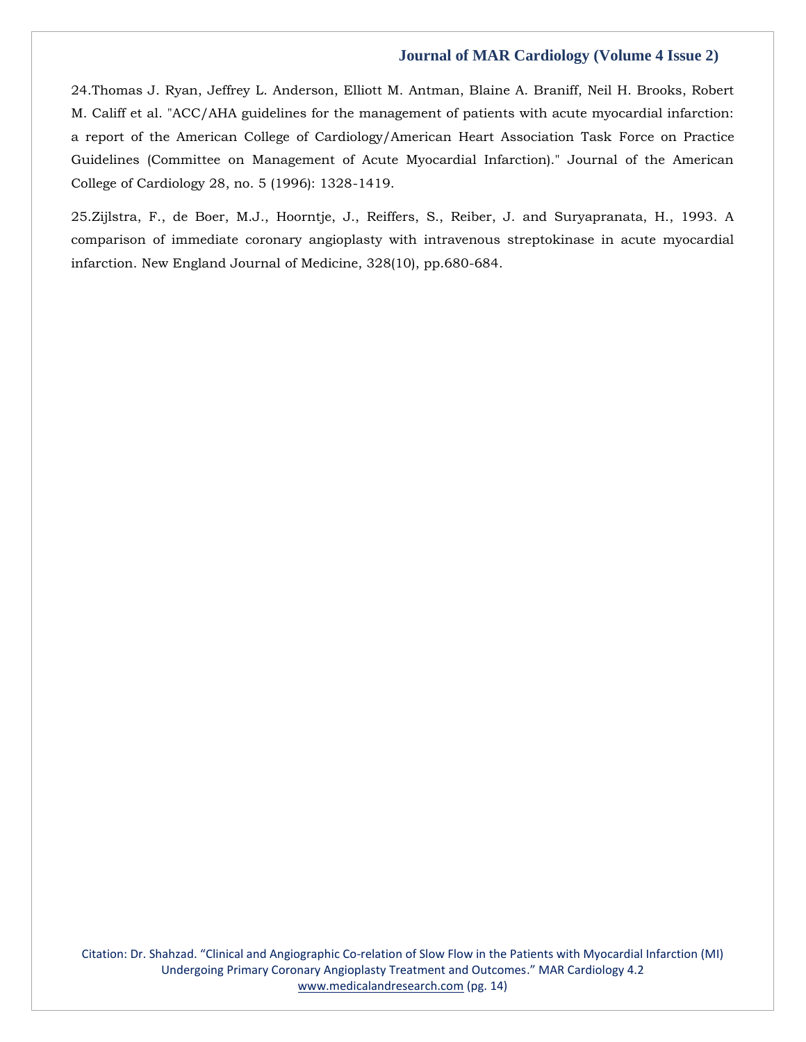24.Thomas J. Ryan, Jeffrey L. Anderson, Elliott M. Antman, Blaine A. Braniff, Neil H. Brooks, Robert M. Califf et al. "ACC/AHA guidelines for the management of patients with acute myocardial infarction: a report of the American College of Cardiology/American Heart Association Task Force on Practice Guidelines (Committee on Management of Acute Myocardial Infarction)." Journal of the American College of Cardiology 28, no. 5 (1996): 1328-1419.

25.Zijlstra, F., de Boer, M.J., Hoorntje, J., Reiffers, S., Reiber, J. and Suryapranata, H., 1993. A comparison of immediate coronary angioplasty with intravenous streptokinase in acute myocardial infarction. New England Journal of Medicine, 328(10), pp.680-684.